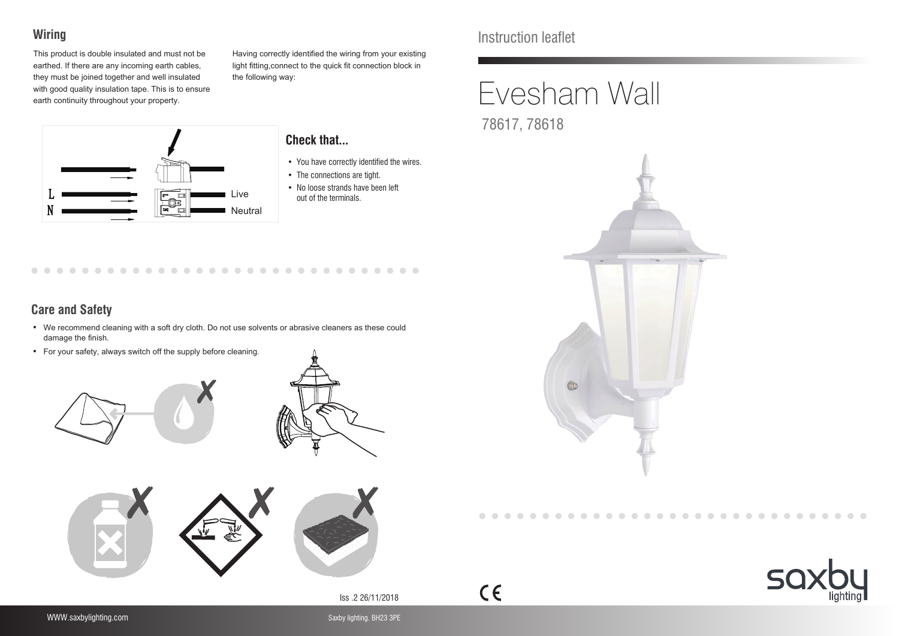# Instruction leaflet

# Evesham Wall

78617, 78618

## Wiring

This product is double insulated and must not be earthed. If there are any incoming earth cables, they must be joined together and well insulated with good quality insulation tape. This is to ensure earth continuity throughout your property.

Having correctly identified the wiring from your existing light fitting,connect to the quick fit connection block in the following way:

L — Live

N — Neutral

### Check that...

- You have correctly identified the wires.
- The connections are tight.
- No loose strands have been left out of the terminals.

## Care and Safety

- We recommend cleaning with a soft dry cloth. Do not use solvents or abrasive cleaners as these could damage the finish.
- For your safety, always switch off the supply before cleaning.

Iss .2 26/11/2018

WWW.saxbylighting.com

Saxby lighting. BH23 3PE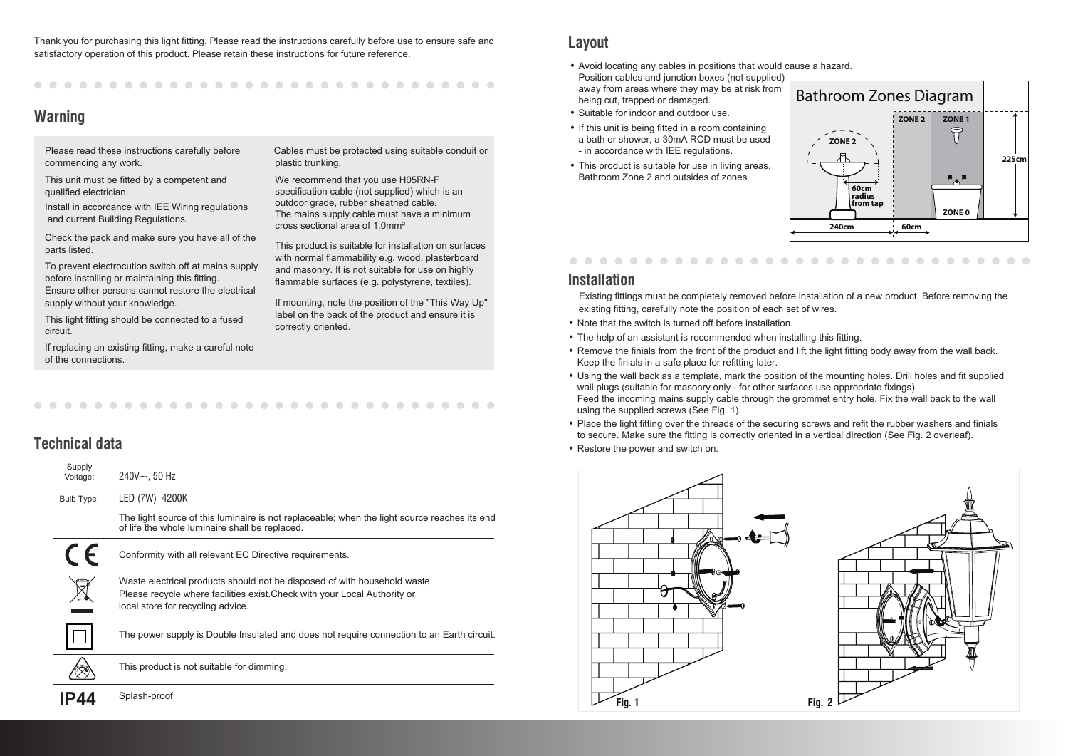Thank you for purchasing this light fitting. Please read the instructions carefully before use to ensure safe and satisfactory operation of this product. Please retain these instructions for future reference.

## Warning

Please read these instructions carefully before commencing any work.

This unit must be fitted by a competent and qualified electrician.

Install in accordance with IEE Wiring regulations and current Building Regulations.

Check the pack and make sure you have all of the parts listed.

To prevent electrocution switch off at mains supply before installing or maintaining this fitting. Ensure other persons cannot restore the electrical supply without your knowledge.

This light fitting should be connected to a fused circuit.

If replacing an existing fitting, make a careful note of the connections.

Cables must be protected using suitable conduit or plastic trunking.

We recommend that you use H05RN-F specification cable (not supplied) which is an outdoor grade, rubber sheathed cable. The mains supply cable must have a minimum cross sectional area of 1.0mm²

This product is suitable for installation on surfaces with normal flammability e.g. wood, plasterboard and masonry. It is not suitable for use on highly flammable surfaces (e.g. polystyrene, textiles).

If mounting, note the position of the "This Way Up" label on the back of the product and ensure it is correctly oriented.

## Technical data

| | |
|---|---|
| Supply Voltage: | 240V~, 50 Hz |
| Bulb Type: | LED (7W) 4200K |
| | The light source of this luminaire is not replaceable; when the light source reaches its end of life the whole luminaire shall be replaced. |
| CE | Conformity with all relevant EC Directive requirements. |
| | Waste electrical products should not be disposed of with household waste. Please recycle where facilities exist. Check with your Local Authority or local store for recycling advice. |
| | The power supply is Double Insulated and does not require connection to an Earth circuit. |
| | This product is not suitable for dimming. |
| IP44 | Splash-proof |

## Layout

- Avoid locating any cables in positions that would cause a hazard. Position cables and junction boxes (not supplied) away from areas where they may be at risk from being cut, trapped or damaged.
- Suitable for indoor and outdoor use.
- If this unit is being fitted in a room containing a bath or shower, a 30mA RCD must be used - in accordance with IEE regulations.
- This product is suitable for use in living areas, Bathroom Zone 2 and outsides of zones.

Bathroom Zones Diagram

ZONE 2
ZONE 2
ZONE 1
ZONE 0
60cm radius from tap
225cm
240cm
60cm

## Installation

Existing fittings must be completely removed before installation of a new product. Before removing the existing fitting, carefully note the position of each set of wires.

- Note that the switch is turned off before installation.
- The help of an assistant is recommended when installing this fitting.
- Remove the finials from the front of the product and lift the light fitting body away from the wall back. Keep the finials in a safe place for refitting later.
- Using the wall back as a template, mark the position of the mounting holes. Drill holes and fit supplied wall plugs (suitable for masonry only - for other surfaces use appropriate fixings). Feed the incoming mains supply cable through the grommet entry hole. Fix the wall back to the wall using the supplied screws (See Fig. 1).
- Place the light fitting over the threads of the securing screws and refit the rubber washers and finials to secure. Make sure the fitting is correctly oriented in a vertical direction (See Fig. 2 overleaf).
- Restore the power and switch on.

Fig. 1

Fig. 2